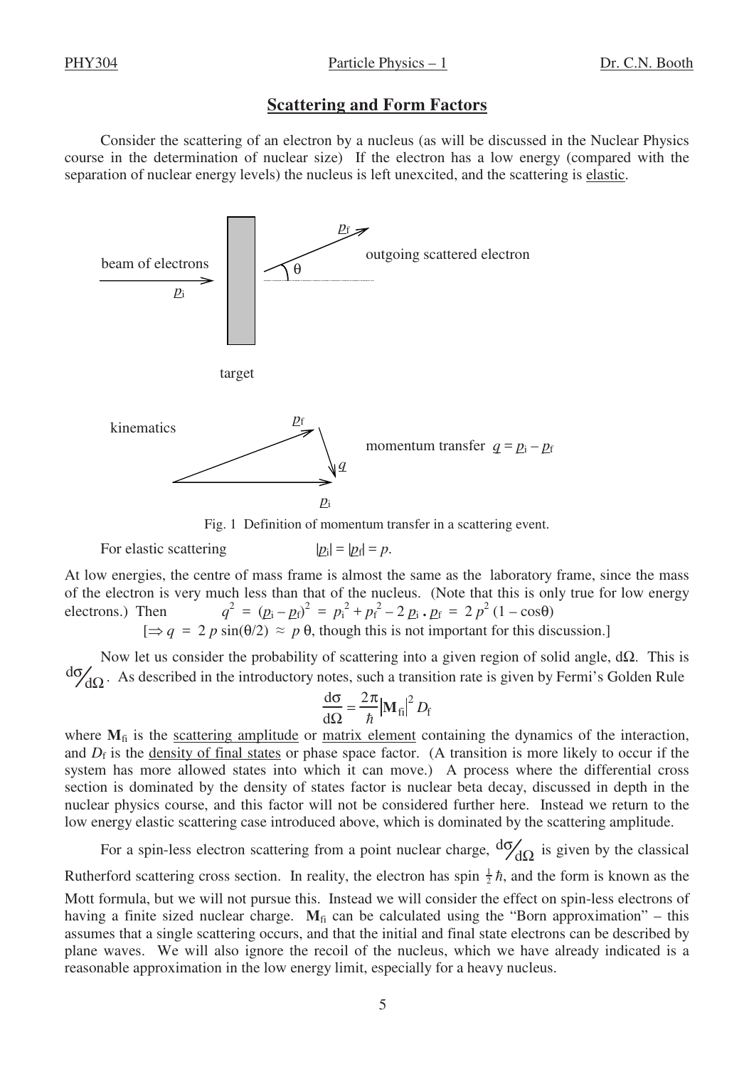## Scattering and Form Factors

Consider the scattering of an electron by a nucleus (as will be discussed in the Nuclear Physics course in the determination of nuclear size) If the electron has a low energy (compared with the separation of nuclear energy levels) the nucleus is left unexcited, and the scattering is elastic.

beam of electrons $\underline{p}_i$ target $\underline{p}_f$ outgoing scattered electron $\theta$

kinematics $\underline{p}_f$ $\underline{q}$ $\underline{p}_i$ momentum transfer $\underline{q} = \underline{p}_i - \underline{p}_f$

Fig. 1 Definition of momentum transfer in a scattering event.

For elastic scattering $|\underline{p}_i| = |\underline{p}_f| = p$.

At low energies, the centre of mass frame is almost the same as the laboratory frame, since the mass of the electron is very much less than that of the nucleus. (Note that this is only true for low energy electrons.) Then $q^2 = (\underline{p}_i - \underline{p}_f)^2 = p_i^2 + p_f^2 - 2\,\underline{p}_i\,.\,\underline{p}_f = 2\,p^2\,(1 - \cos\theta)$

[$\Rightarrow q = 2\,p\,\sin(\theta/2) \approx p\,\theta$, though this is not important for this discussion.]

Now let us consider the probability of scattering into a given region of solid angle, $d\Omega$. This is $d\sigma/d\Omega$. As described in the introductory notes, such a transition rate is given by Fermi's Golden Rule

$$\frac{d\sigma}{d\Omega} = \frac{2\pi}{\hbar}|\mathbf{M}_{fi}|^2 D_f$$

where $\mathbf{M}_{fi}$ is the scattering amplitude or matrix element containing the dynamics of the interaction, and $D_f$ is the density of final states or phase space factor. (A transition is more likely to occur if the system has more allowed states into which it can move.) A process where the differential cross section is dominated by the density of states factor is nuclear beta decay, discussed in depth in the nuclear physics course, and this factor will not be considered further here. Instead we return to the low energy elastic scattering case introduced above, which is dominated by the scattering amplitude.

For a spin-less electron scattering from a point nuclear charge, $d\sigma/d\Omega$ is given by the classical Rutherford scattering cross section. In reality, the electron has spin $\frac{1}{2}\hbar$, and the form is known as the Mott formula, but we will not pursue this. Instead we will consider the effect on spin-less electrons of having a finite sized nuclear charge. $\mathbf{M}_{fi}$ can be calculated using the "Born approximation" – this assumes that a single scattering occurs, and that the initial and final state electrons can be described by plane waves. We will also ignore the recoil of the nucleus, which we have already indicated is a reasonable approximation in the low energy limit, especially for a heavy nucleus.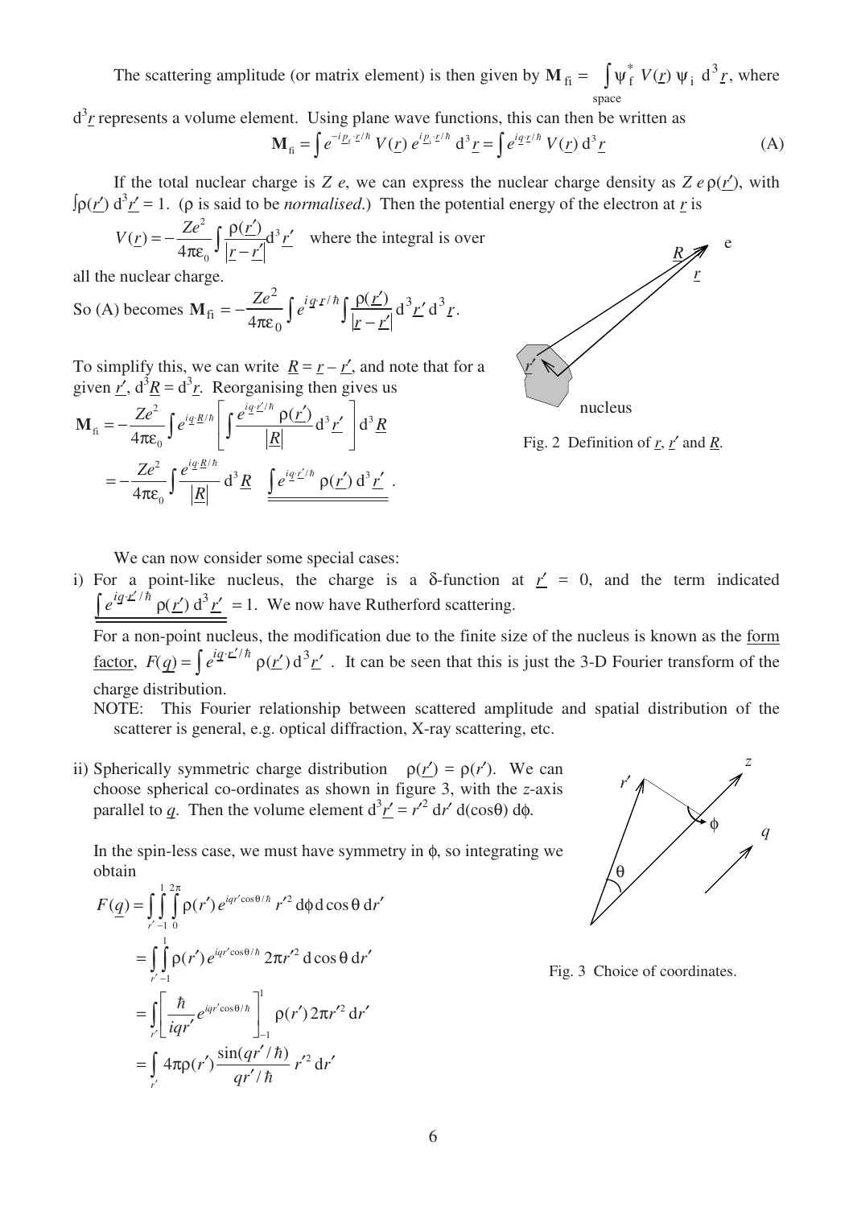The scattering amplitude (or matrix element) is then given by $\mathbf{M}_{\rm fi} = \int_{\rm space} \psi_{\rm f}^* \, V(\underline{r}) \, \psi_{\rm i} \; d^3\underline{r}$, where $d^3\underline{r}$ represents a volume element. Using plane wave functions, this can then be written as

$$\mathbf{M}_{\rm fi} = \int e^{-i\underline{p}_f\cdot\underline{r}/\hbar} \, V(\underline{r}) \, e^{i\underline{p}_i\cdot\underline{r}/\hbar} \, d^3\underline{r} = \int e^{i\underline{q}\cdot\underline{r}/\hbar} \, V(\underline{r}) \, d^3\underline{r} \qquad \text{(A)}$$

If the total nuclear charge is $Z\,e$, we can express the nuclear charge density as $Z\,e\,\rho(\underline{r}')$, with $\int\rho(\underline{r}')\,d^3\underline{r}' = 1$. ($\rho$ is said to be *normalised*.) Then the potential energy of the electron at $\underline{r}$ is

$$V(\underline{r}) = -\frac{Ze^2}{4\pi\varepsilon_0}\int\frac{\rho(\underline{r}')}{|\underline{r}-\underline{r}'|}d^3\underline{r}'$$

where the integral is over all the nuclear charge.

So (A) becomes $\mathbf{M}_{\rm fi} = -\frac{Ze^2}{4\pi\varepsilon_0}\int e^{i\underline{q}\cdot\underline{r}/\hbar}\int\frac{\rho(\underline{r}')}{|\underline{r}-\underline{r}'|}\,d^3\underline{r}'\,d^3\underline{r}$.

To simplify this, we can write $\underline{R} = \underline{r} - \underline{r}'$, and note that for a given $\underline{r}'$, $d^3\underline{R} = d^3\underline{r}$. Reorganising then gives us

$$\mathbf{M}_{\rm fi} = -\frac{Ze^2}{4\pi\varepsilon_0}\int e^{i\underline{q}\cdot\underline{R}/\hbar}\left[\int\frac{e^{i\underline{q}\cdot\underline{r}'/\hbar}\,\rho(\underline{r}')}{|\underline{R}|}d^3\underline{r}'\right]d^3\underline{R}$$

$$= -\frac{Ze^2}{4\pi\varepsilon_0}\int\frac{e^{i\underline{q}\cdot\underline{R}/\hbar}}{|\underline{R}|}\,d^3\underline{R}\quad \underline{\underline{\int e^{i\underline{q}\cdot\underline{r}'/\hbar}\,\rho(\underline{r}')\,d^3\underline{r}'}}\;.$$

Fig. 2 Definition of $\underline{r}$, $\underline{r}'$ and $\underline{R}$.

We can now consider some special cases:

i) For a point-like nucleus, the charge is a $\delta$-function at $\underline{r}' = 0$, and the term indicated $\underline{\underline{\int e^{i\underline{q}\cdot\underline{r}'/\hbar}\,\rho(\underline{r}')\,d^3\underline{r}'}} = 1$. We now have Rutherford scattering.

   For a non-point nucleus, the modification due to the finite size of the nucleus is known as the <u>form factor</u>, $F(\underline{q}) = \int e^{i\underline{q}\cdot\underline{r}'/\hbar}\,\rho(\underline{r}')\,d^3\underline{r}'$. It can be seen that this is just the 3-D Fourier transform of the charge distribution.

   NOTE: This Fourier relationship between scattered amplitude and spatial distribution of the scatterer is general, e.g. optical diffraction, X-ray scattering, etc.

ii) Spherically symmetric charge distribution $\rho(\underline{r}') = \rho(r')$. We can choose spherical co-ordinates as shown in figure 3, with the $z$-axis parallel to $\underline{q}$. Then the volume element $d^3\underline{r}' = r'^2\,dr'\,d(\cos\theta)\,d\phi$.

   In the spin-less case, we must have symmetry in $\phi$, so integrating we obtain

$$F(\underline{q}) = \int_{r'}\int_{-1}^{1}\int_{0}^{2\pi}\rho(r')\,e^{iqr'\cos\theta/\hbar}\,r'^2\,d\phi\,d\cos\theta\,dr'$$

$$= \int_{r'}\int_{-1}^{1}\rho(r')\,e^{iqr'\cos\theta/\hbar}\,2\pi r'^2\,d\cos\theta\,dr'$$

$$= \int_{r'}\left[\frac{\hbar}{iqr'}e^{iqr'\cos\theta/\hbar}\right]_{-1}^{1}\rho(r')\,2\pi r'^2\,dr'$$

$$= \int_{r'}4\pi\rho(r')\frac{\sin(qr'/\hbar)}{qr'/\hbar}\,r'^2\,dr'$$

Fig. 3 Choice of coordinates.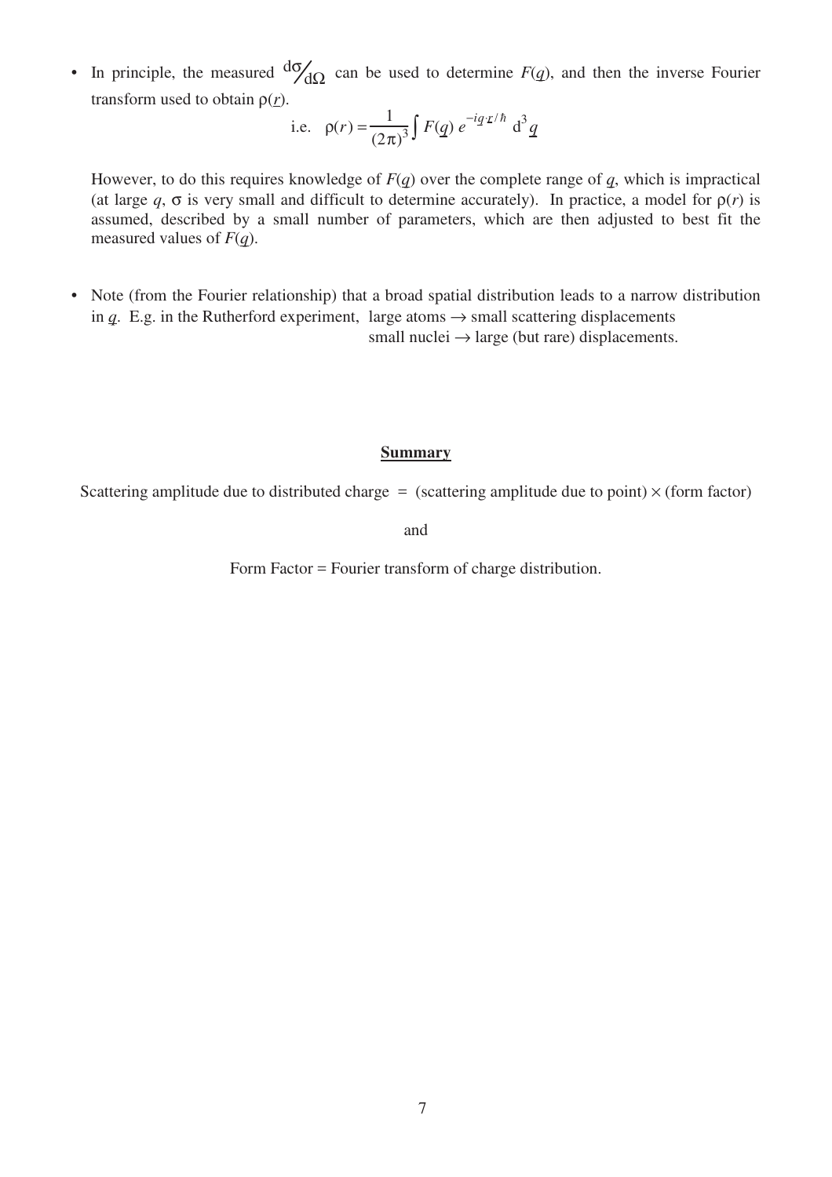- In principle, the measured $\frac{d\sigma}{d\Omega}$ can be used to determine $F(\underline{q})$, and then the inverse Fourier transform used to obtain $\rho(\underline{r})$.

$$\text{i.e.} \quad \rho(r) = \frac{1}{(2\pi)^3} \int F(\underline{q})\, e^{-i\underline{q}\cdot\underline{r}/\hbar}\, d^3\underline{q}$$

  However, to do this requires knowledge of $F(\underline{q})$ over the complete range of $\underline{q}$, which is impractical (at large $q$, $\sigma$ is very small and difficult to determine accurately). In practice, a model for $\rho(r)$ is assumed, described by a small number of parameters, which are then adjusted to best fit the measured values of $F(\underline{q})$.

- Note (from the Fourier relationship) that a broad spatial distribution leads to a narrow distribution in $\underline{q}$. E.g. in the Rutherford experiment, large atoms $\rightarrow$ small scattering displacements
  small nuclei $\rightarrow$ large (but rare) displacements.

**Summary**

Scattering amplitude due to distributed charge = (scattering amplitude due to point) $\times$ (form factor)

and

Form Factor = Fourier transform of charge distribution.